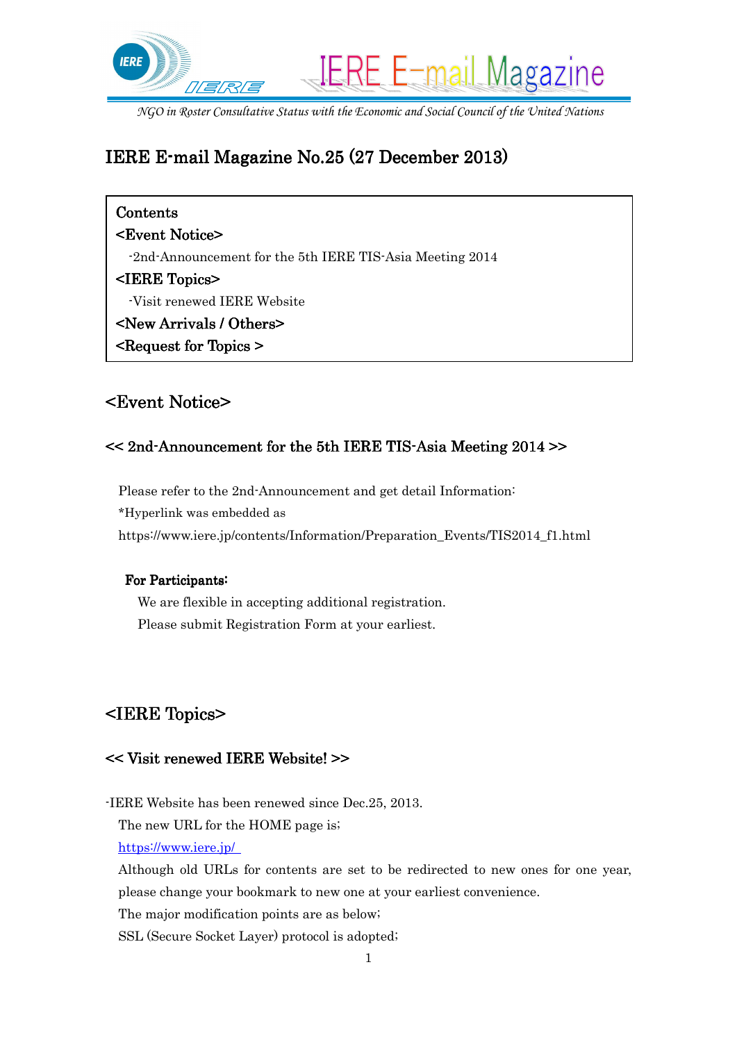IERE E-mail Magazine

*NGO in Roster Consultative Status with the Economic and Social Council of the United Nations*

# IERE E-mail Magazine No.25 (27 December 2013)

| Contents |
|---|
| **<Event Notice>** |
| -2nd-Announcement for the 5th IERE TIS-Asia Meeting 2014 |
| **<IERE Topics>** |
| -Visit renewed IERE Website |
| **<New Arrivals / Others>** |
| **<Request for Topics >** |

## <Event Notice>

### << 2nd-Announcement for the 5th IERE TIS-Asia Meeting 2014 >>

Please refer to the 2nd-Announcement and get detail Information:
*Hyperlink was embedded as
https://www.iere.jp/contents/Information/Preparation_Events/TIS2014_f1.html

**For Participants:**
We are flexible in accepting additional registration.
Please submit Registration Form at your earliest.

## <IERE Topics>

### << Visit renewed IERE Website! >>

-IERE Website has been renewed since Dec.25, 2013.
The new URL for the HOME page is;
https://www.iere.jp/
Although old URLs for contents are set to be redirected to new ones for one year, please change your bookmark to new one at your earliest convenience.
The major modification points are as below;
SSL (Secure Socket Layer) protocol is adopted;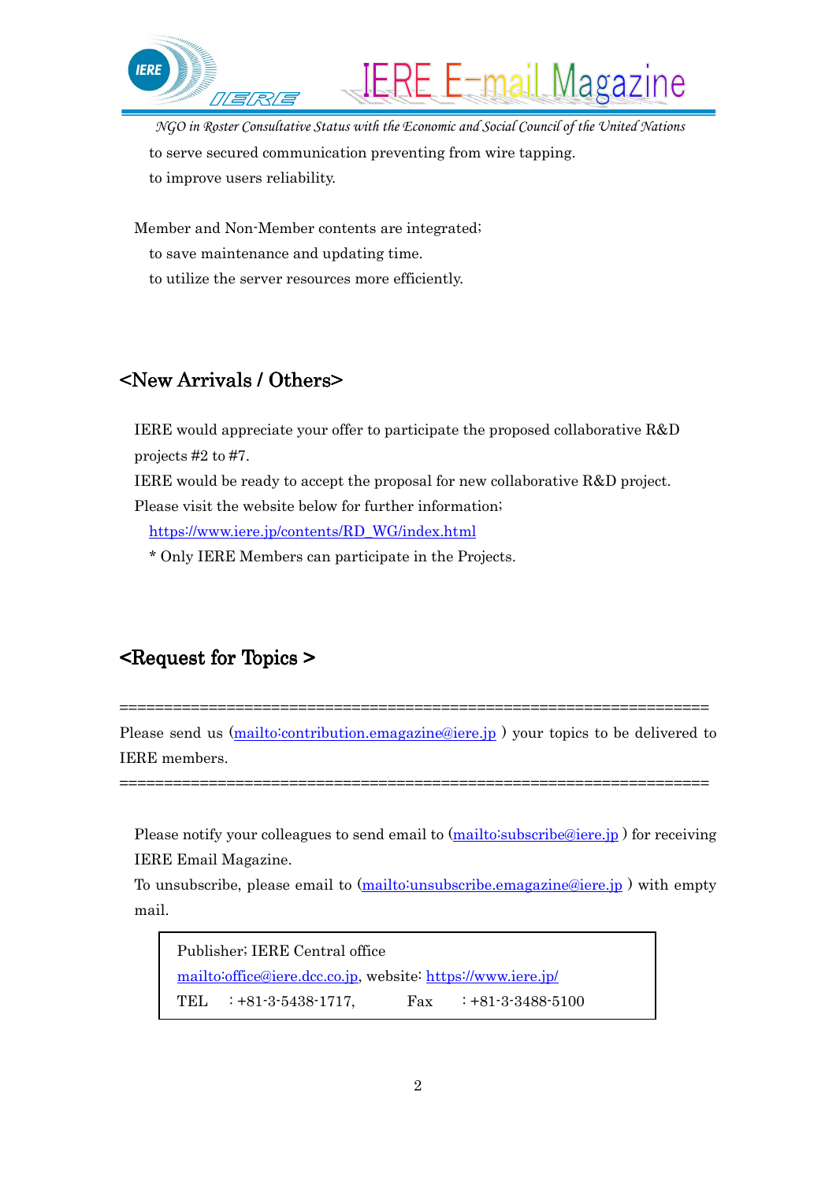to serve secured communication preventing from wire tapping.

to improve users reliability.

Member and Non-Member contents are integrated;

to save maintenance and updating time.

to utilize the server resources more efficiently.

## <New Arrivals / Others>

IERE would appreciate your offer to participate the proposed collaborative R&D projects #2 to #7.

IERE would be ready to accept the proposal for new collaborative R&D project.

Please visit the website below for further information;

https://www.iere.jp/contents/RD_WG/index.html

* Only IERE Members can participate in the Projects.

## <Request for Topics >

====================================================================

Please send us (mailto:contribution.emagazine@iere.jp ) your topics to be delivered to IERE members.

====================================================================

Please notify your colleagues to send email to (mailto:subscribe@iere.jp ) for receiving IERE Email Magazine.

To unsubscribe, please email to (mailto:unsubscribe.emagazine@iere.jp ) with empty mail.

Publisher; IERE Central office

mailto:office@iere.dcc.co.jp, website: https://www.iere.jp/

TEL : +81-3-5438-1717, Fax : +81-3-3488-5100